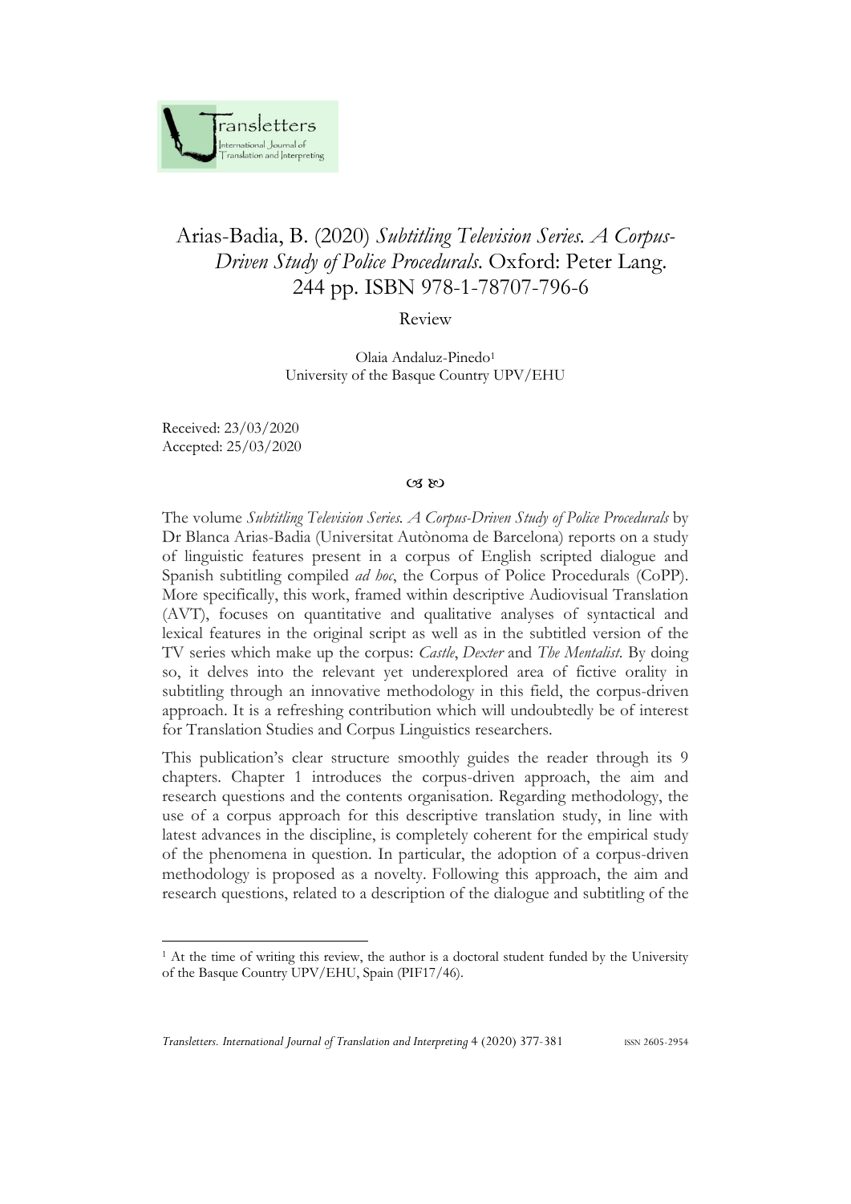# Arias-Badia, B. (2020) *Subtitling Television Series. A Corpus-Driven Study of Police Procedurals*. Oxford: Peter Lang. 244 pp. ISBN 978-1-78707-796-6

Review

Olaia Andaluz-Pinedo[1]
University of the Basque Country UPV/EHU

Received: 23/03/2020
Accepted: 25/03/2020

The volume *Subtitling Television Series. A Corpus-Driven Study of Police Procedurals* by Dr Blanca Arias-Badia (Universitat Autònoma de Barcelona) reports on a study of linguistic features present in a corpus of English scripted dialogue and Spanish subtitling compiled *ad hoc*, the Corpus of Police Procedurals (CoPP). More specifically, this work, framed within descriptive Audiovisual Translation (AVT), focuses on quantitative and qualitative analyses of syntactical and lexical features in the original script as well as in the subtitled version of the TV series which make up the corpus: *Castle*, *Dexter* and *The Mentalist*. By doing so, it delves into the relevant yet underexplored area of fictive orality in subtitling through an innovative methodology in this field, the corpus-driven approach. It is a refreshing contribution which will undoubtedly be of interest for Translation Studies and Corpus Linguistics researchers.

This publication's clear structure smoothly guides the reader through its 9 chapters. Chapter 1 introduces the corpus-driven approach, the aim and research questions and the contents organisation. Regarding methodology, the use of a corpus approach for this descriptive translation study, in line with latest advances in the discipline, is completely coherent for the empirical study of the phenomena in question. In particular, the adoption of a corpus-driven methodology is proposed as a novelty. Following this approach, the aim and research questions, related to a description of the dialogue and subtitling of the

[1] At the time of writing this review, the author is a doctoral student funded by the University of the Basque Country UPV/EHU, Spain (PIF17/46).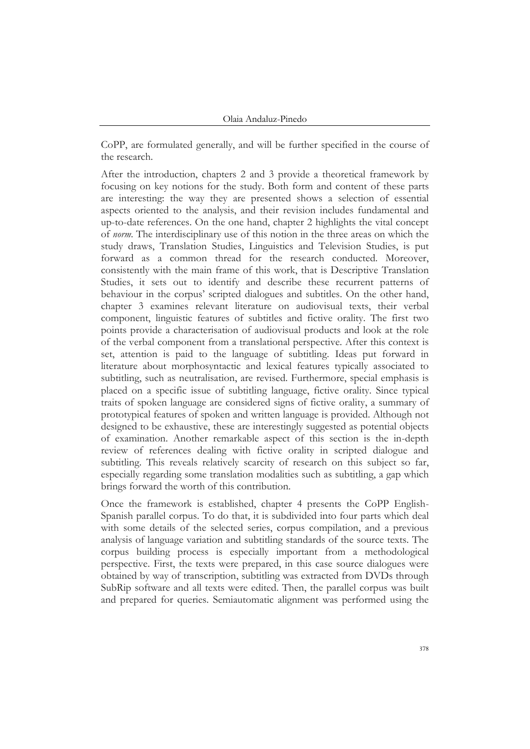CoPP, are formulated generally, and will be further specified in the course of the research.

After the introduction, chapters 2 and 3 provide a theoretical framework by focusing on key notions for the study. Both form and content of these parts are interesting: the way they are presented shows a selection of essential aspects oriented to the analysis, and their revision includes fundamental and up-to-date references. On the one hand, chapter 2 highlights the vital concept of *norm*. The interdisciplinary use of this notion in the three areas on which the study draws, Translation Studies, Linguistics and Television Studies, is put forward as a common thread for the research conducted. Moreover, consistently with the main frame of this work, that is Descriptive Translation Studies, it sets out to identify and describe these recurrent patterns of behaviour in the corpus' scripted dialogues and subtitles. On the other hand, chapter 3 examines relevant literature on audiovisual texts, their verbal component, linguistic features of subtitles and fictive orality. The first two points provide a characterisation of audiovisual products and look at the role of the verbal component from a translational perspective. After this context is set, attention is paid to the language of subtitling. Ideas put forward in literature about morphosyntactic and lexical features typically associated to subtitling, such as neutralisation, are revised. Furthermore, special emphasis is placed on a specific issue of subtitling language, fictive orality. Since typical traits of spoken language are considered signs of fictive orality, a summary of prototypical features of spoken and written language is provided. Although not designed to be exhaustive, these are interestingly suggested as potential objects of examination. Another remarkable aspect of this section is the in-depth review of references dealing with fictive orality in scripted dialogue and subtitling. This reveals relatively scarcity of research on this subject so far, especially regarding some translation modalities such as subtitling, a gap which brings forward the worth of this contribution.

Once the framework is established, chapter 4 presents the CoPP English-Spanish parallel corpus. To do that, it is subdivided into four parts which deal with some details of the selected series, corpus compilation, and a previous analysis of language variation and subtitling standards of the source texts. The corpus building process is especially important from a methodological perspective. First, the texts were prepared, in this case source dialogues were obtained by way of transcription, subtitling was extracted from DVDs through SubRip software and all texts were edited. Then, the parallel corpus was built and prepared for queries. Semiautomatic alignment was performed using the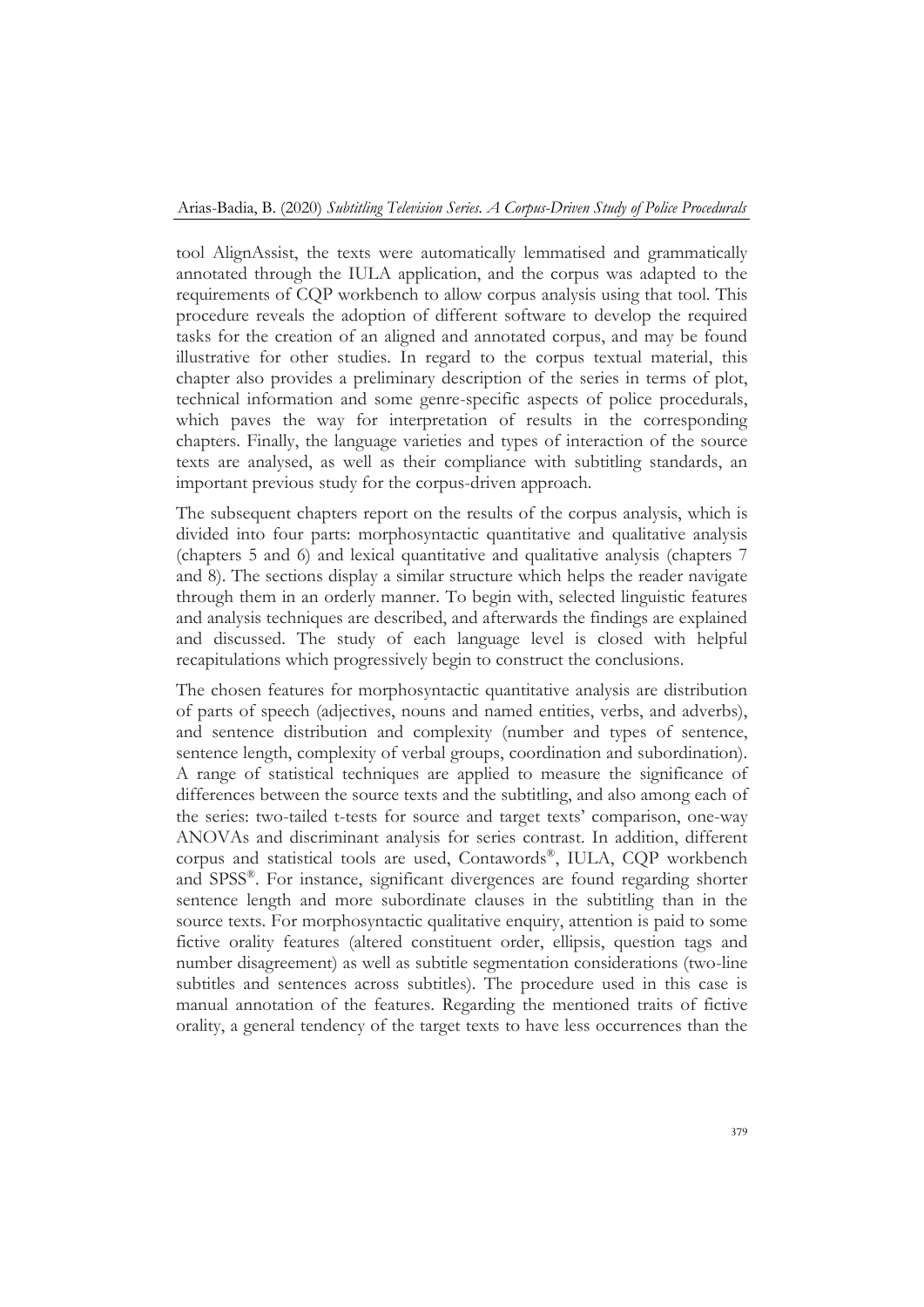tool AlignAssist, the texts were automatically lemmatised and grammatically annotated through the IULA application, and the corpus was adapted to the requirements of CQP workbench to allow corpus analysis using that tool. This procedure reveals the adoption of different software to develop the required tasks for the creation of an aligned and annotated corpus, and may be found illustrative for other studies. In regard to the corpus textual material, this chapter also provides a preliminary description of the series in terms of plot, technical information and some genre-specific aspects of police procedurals, which paves the way for interpretation of results in the corresponding chapters. Finally, the language varieties and types of interaction of the source texts are analysed, as well as their compliance with subtitling standards, an important previous study for the corpus-driven approach.

The subsequent chapters report on the results of the corpus analysis, which is divided into four parts: morphosyntactic quantitative and qualitative analysis (chapters 5 and 6) and lexical quantitative and qualitative analysis (chapters 7 and 8). The sections display a similar structure which helps the reader navigate through them in an orderly manner. To begin with, selected linguistic features and analysis techniques are described, and afterwards the findings are explained and discussed. The study of each language level is closed with helpful recapitulations which progressively begin to construct the conclusions.

The chosen features for morphosyntactic quantitative analysis are distribution of parts of speech (adjectives, nouns and named entities, verbs, and adverbs), and sentence distribution and complexity (number and types of sentence, sentence length, complexity of verbal groups, coordination and subordination). A range of statistical techniques are applied to measure the significance of differences between the source texts and the subtitling, and also among each of the series: two-tailed t-tests for source and target texts' comparison, one-way ANOVAs and discriminant analysis for series contrast. In addition, different corpus and statistical tools are used, Contawords®, IULA, CQP workbench and SPSS®. For instance, significant divergences are found regarding shorter sentence length and more subordinate clauses in the subtitling than in the source texts. For morphosyntactic qualitative enquiry, attention is paid to some fictive orality features (altered constituent order, ellipsis, question tags and number disagreement) as well as subtitle segmentation considerations (two-line subtitles and sentences across subtitles). The procedure used in this case is manual annotation of the features. Regarding the mentioned traits of fictive orality, a general tendency of the target texts to have less occurrences than the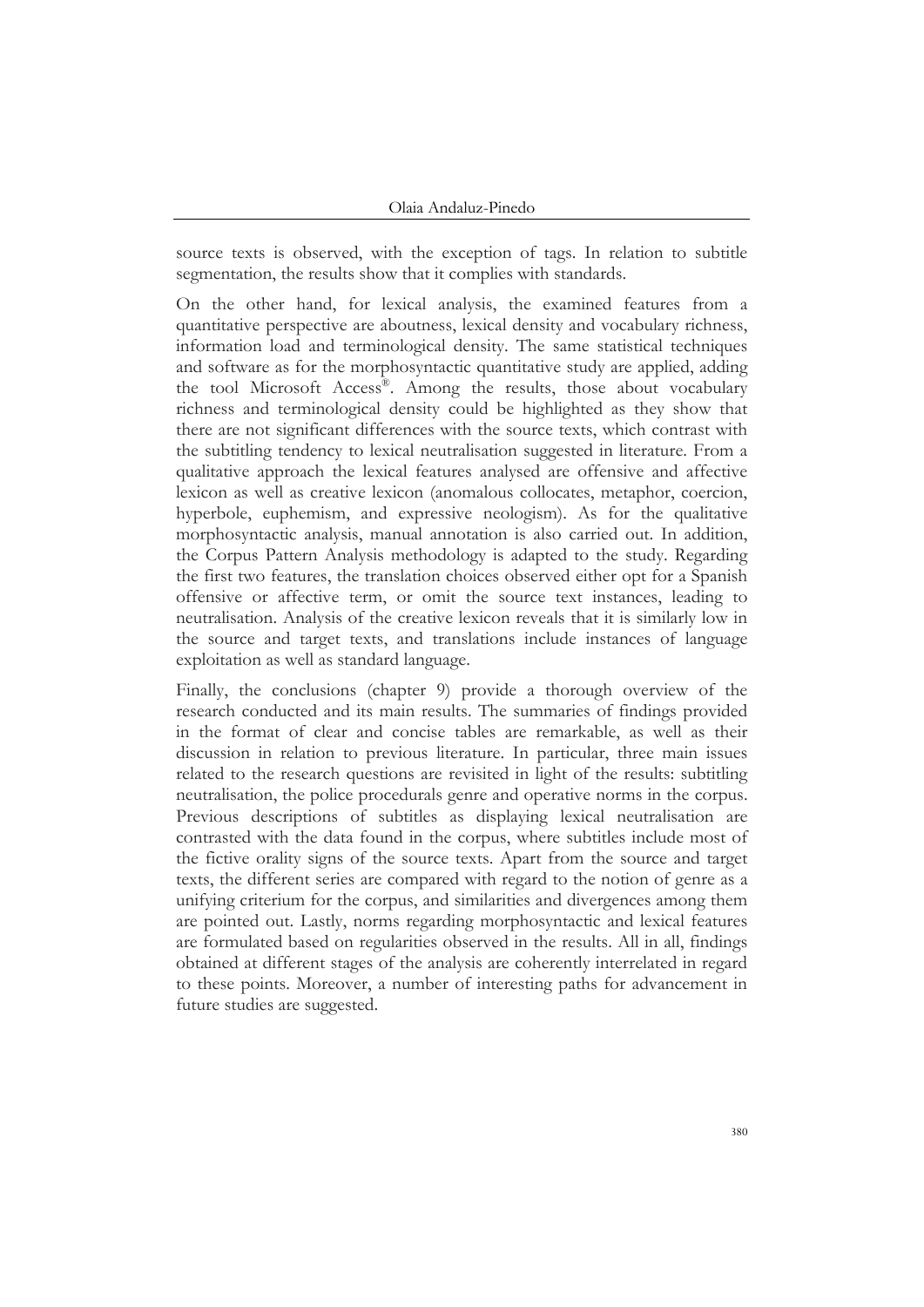source texts is observed, with the exception of tags. In relation to subtitle segmentation, the results show that it complies with standards.

On the other hand, for lexical analysis, the examined features from a quantitative perspective are aboutness, lexical density and vocabulary richness, information load and terminological density. The same statistical techniques and software as for the morphosyntactic quantitative study are applied, adding the tool Microsoft Access®. Among the results, those about vocabulary richness and terminological density could be highlighted as they show that there are not significant differences with the source texts, which contrast with the subtitling tendency to lexical neutralisation suggested in literature. From a qualitative approach the lexical features analysed are offensive and affective lexicon as well as creative lexicon (anomalous collocates, metaphor, coercion, hyperbole, euphemism, and expressive neologism). As for the qualitative morphosyntactic analysis, manual annotation is also carried out. In addition, the Corpus Pattern Analysis methodology is adapted to the study. Regarding the first two features, the translation choices observed either opt for a Spanish offensive or affective term, or omit the source text instances, leading to neutralisation. Analysis of the creative lexicon reveals that it is similarly low in the source and target texts, and translations include instances of language exploitation as well as standard language.

Finally, the conclusions (chapter 9) provide a thorough overview of the research conducted and its main results. The summaries of findings provided in the format of clear and concise tables are remarkable, as well as their discussion in relation to previous literature. In particular, three main issues related to the research questions are revisited in light of the results: subtitling neutralisation, the police procedurals genre and operative norms in the corpus. Previous descriptions of subtitles as displaying lexical neutralisation are contrasted with the data found in the corpus, where subtitles include most of the fictive orality signs of the source texts. Apart from the source and target texts, the different series are compared with regard to the notion of genre as a unifying criterium for the corpus, and similarities and divergences among them are pointed out. Lastly, norms regarding morphosyntactic and lexical features are formulated based on regularities observed in the results. All in all, findings obtained at different stages of the analysis are coherently interrelated in regard to these points. Moreover, a number of interesting paths for advancement in future studies are suggested.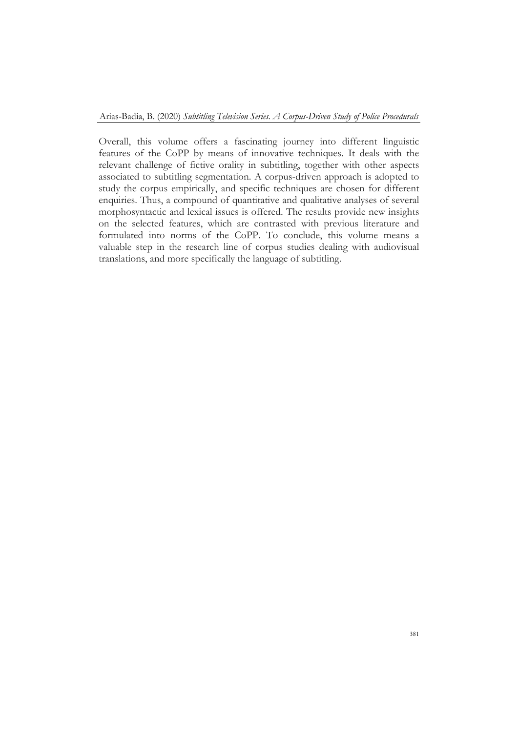Overall, this volume offers a fascinating journey into different linguistic features of the CoPP by means of innovative techniques. It deals with the relevant challenge of fictive orality in subtitling, together with other aspects associated to subtitling segmentation. A corpus-driven approach is adopted to study the corpus empirically, and specific techniques are chosen for different enquiries. Thus, a compound of quantitative and qualitative analyses of several morphosyntactic and lexical issues is offered. The results provide new insights on the selected features, which are contrasted with previous literature and formulated into norms of the CoPP. To conclude, this volume means a valuable step in the research line of corpus studies dealing with audiovisual translations, and more specifically the language of subtitling.